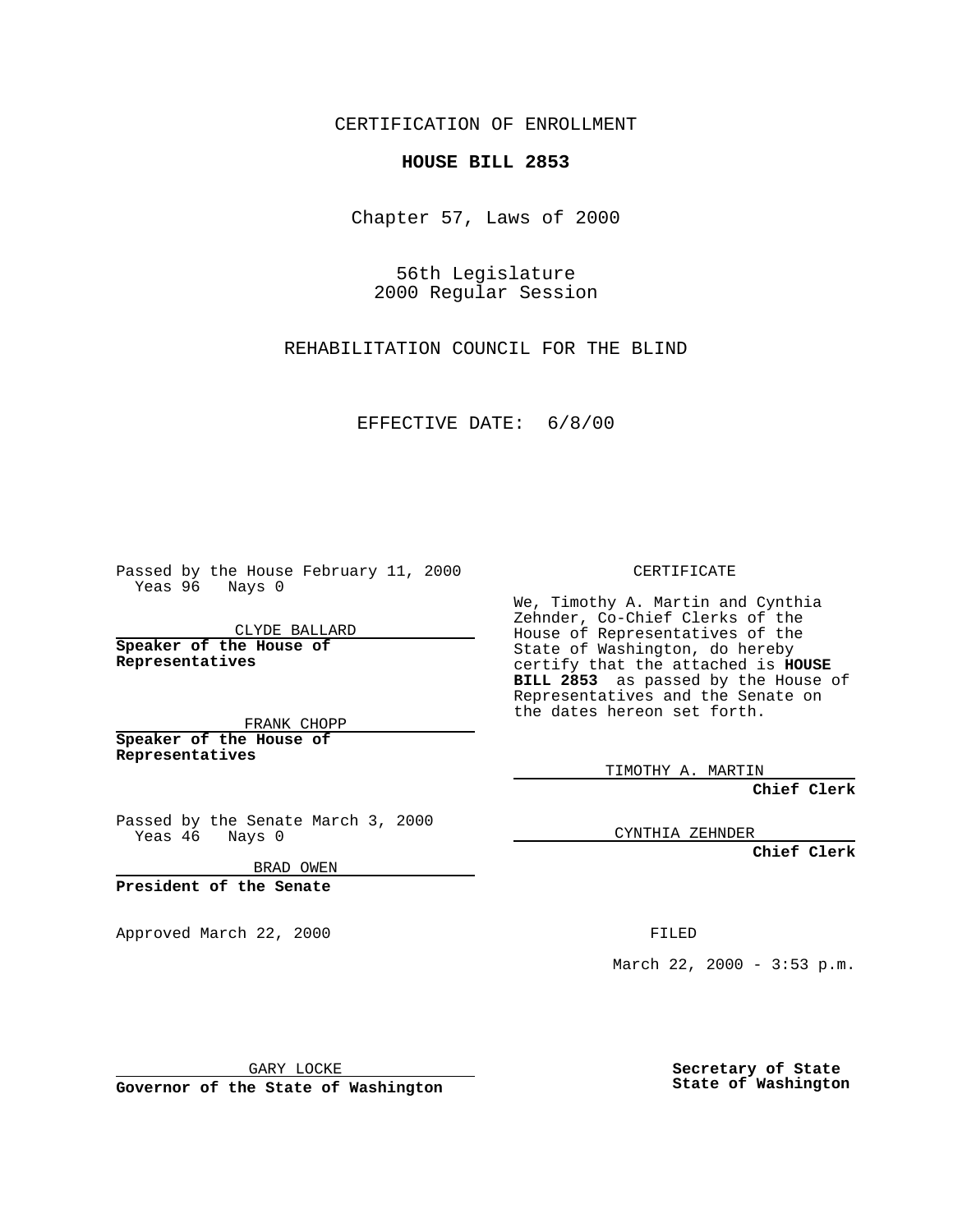CERTIFICATION OF ENROLLMENT

**HOUSE BILL 2853**

Chapter 57, Laws of 2000

56th Legislature
2000 Regular Session

REHABILITATION COUNCIL FOR THE BLIND

EFFECTIVE DATE: 6/8/00

Passed by the House February 11, 2000
Yeas 96 Nays 0

CLYDE BALLARD

**Speaker of the House of Representatives**

FRANK CHOPP

**Speaker of the House of Representatives**

Passed by the Senate March 3, 2000
Yeas 46 Nays 0

BRAD OWEN

**President of the Senate**

Approved March 22, 2000

GARY LOCKE

**Governor of the State of Washington**

CERTIFICATE

We, Timothy A. Martin and Cynthia Zehnder, Co-Chief Clerks of the House of Representatives of the State of Washington, do hereby certify that the attached is **HOUSE BILL 2853** as passed by the House of Representatives and the Senate on the dates hereon set forth.

TIMOTHY A. MARTIN

**Chief Clerk**

CYNTHIA ZEHNDER

**Chief Clerk**

FILED

March 22, 2000 - 3:53 p.m.

**Secretary of State**
**State of Washington**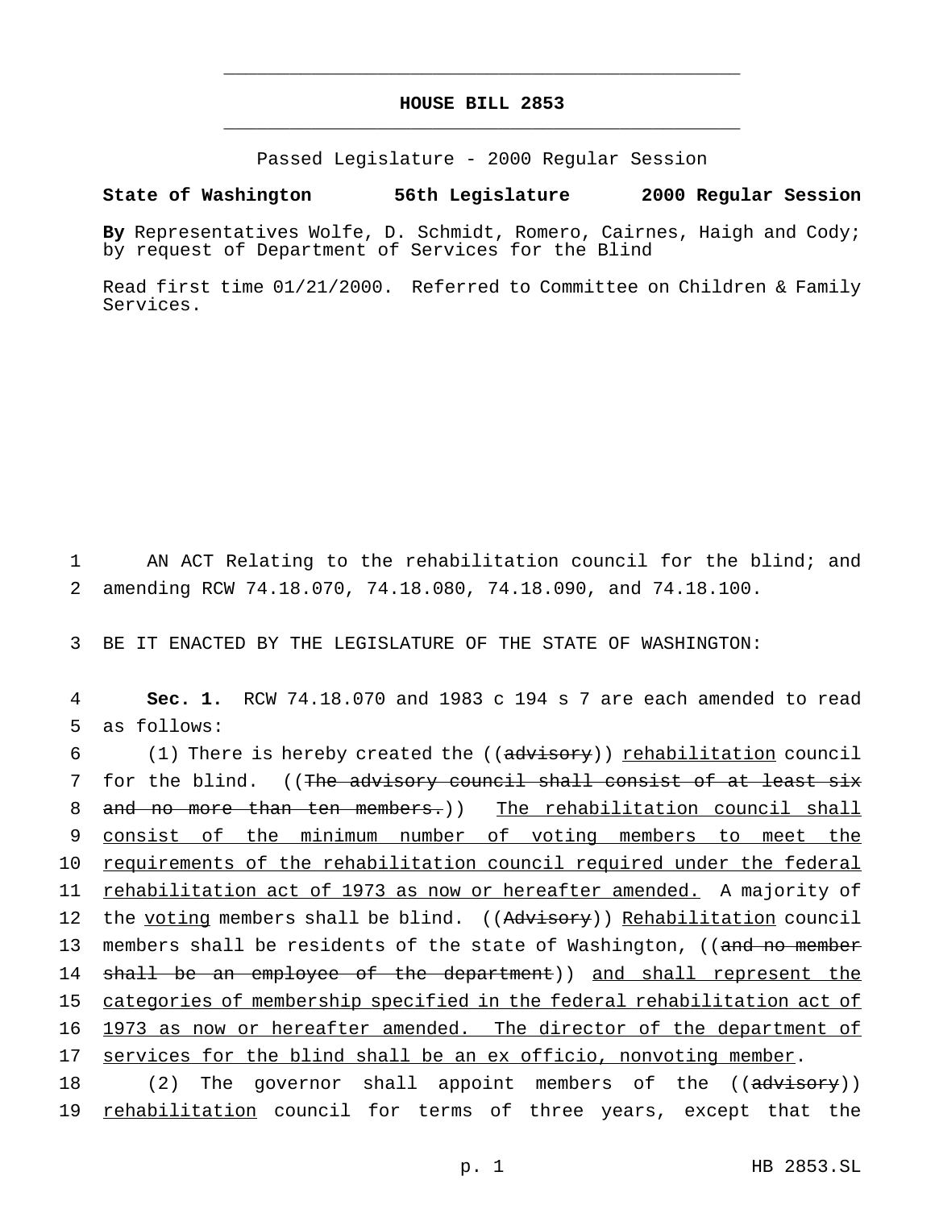# HOUSE BILL 2853

Passed Legislature - 2000 Regular Session

**State of Washington 56th Legislature 2000 Regular Session**

**By** Representatives Wolfe, D. Schmidt, Romero, Cairnes, Haigh and Cody; by request of Department of Services for the Blind

Read first time 01/21/2000. Referred to Committee on Children & Family Services.

AN ACT Relating to the rehabilitation council for the blind; and amending RCW 74.18.070, 74.18.080, 74.18.090, and 74.18.100.

BE IT ENACTED BY THE LEGISLATURE OF THE STATE OF WASHINGTON:

**Sec. 1.** RCW 74.18.070 and 1983 c 194 s 7 are each amended to read as follows:

(1) There is hereby created the ((~~advisory~~)) rehabilitation council for the blind. ((~~The advisory council shall consist of at least six and no more than ten members.~~)) The rehabilitation council shall consist of the minimum number of voting members to meet the requirements of the rehabilitation council required under the federal rehabilitation act of 1973 as now or hereafter amended. A majority of the voting members shall be blind. ((~~Advisory~~)) Rehabilitation council members shall be residents of the state of Washington, ((~~and no member shall be an employee of the department~~)) and shall represent the categories of membership specified in the federal rehabilitation act of 1973 as now or hereafter amended. The director of the department of services for the blind shall be an ex officio, nonvoting member.

(2) The governor shall appoint members of the ((~~advisory~~)) rehabilitation council for terms of three years, except that the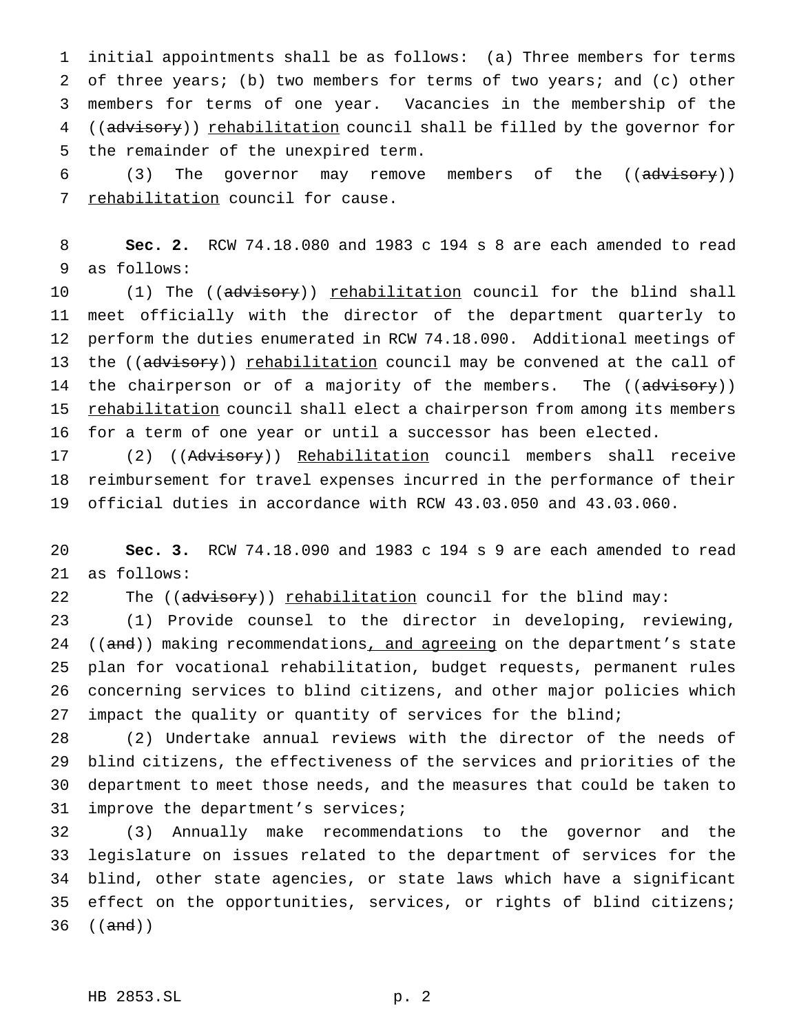initial appointments shall be as follows: (a) Three members for terms of three years; (b) two members for terms of two years; and (c) other members for terms of one year. Vacancies in the membership of the ((~~advisory~~)) rehabilitation council shall be filled by the governor for the remainder of the unexpired term.

(3) The governor may remove members of the ((~~advisory~~)) rehabilitation council for cause.

**Sec. 2.** RCW 74.18.080 and 1983 c 194 s 8 are each amended to read as follows:

(1) The ((~~advisory~~)) rehabilitation council for the blind shall meet officially with the director of the department quarterly to perform the duties enumerated in RCW 74.18.090. Additional meetings of the ((~~advisory~~)) rehabilitation council may be convened at the call of the chairperson or of a majority of the members. The ((~~advisory~~)) rehabilitation council shall elect a chairperson from among its members for a term of one year or until a successor has been elected.

(2) ((~~Advisory~~)) Rehabilitation council members shall receive reimbursement for travel expenses incurred in the performance of their official duties in accordance with RCW 43.03.050 and 43.03.060.

**Sec. 3.** RCW 74.18.090 and 1983 c 194 s 9 are each amended to read as follows:

The ((~~advisory~~)) rehabilitation council for the blind may:

(1) Provide counsel to the director in developing, reviewing, ((~~and~~)) making recommendations, and agreeing on the department's state plan for vocational rehabilitation, budget requests, permanent rules concerning services to blind citizens, and other major policies which impact the quality or quantity of services for the blind;

(2) Undertake annual reviews with the director of the needs of blind citizens, the effectiveness of the services and priorities of the department to meet those needs, and the measures that could be taken to improve the department's services;

(3) Annually make recommendations to the governor and the legislature on issues related to the department of services for the blind, other state agencies, or state laws which have a significant effect on the opportunities, services, or rights of blind citizens; ((~~and~~))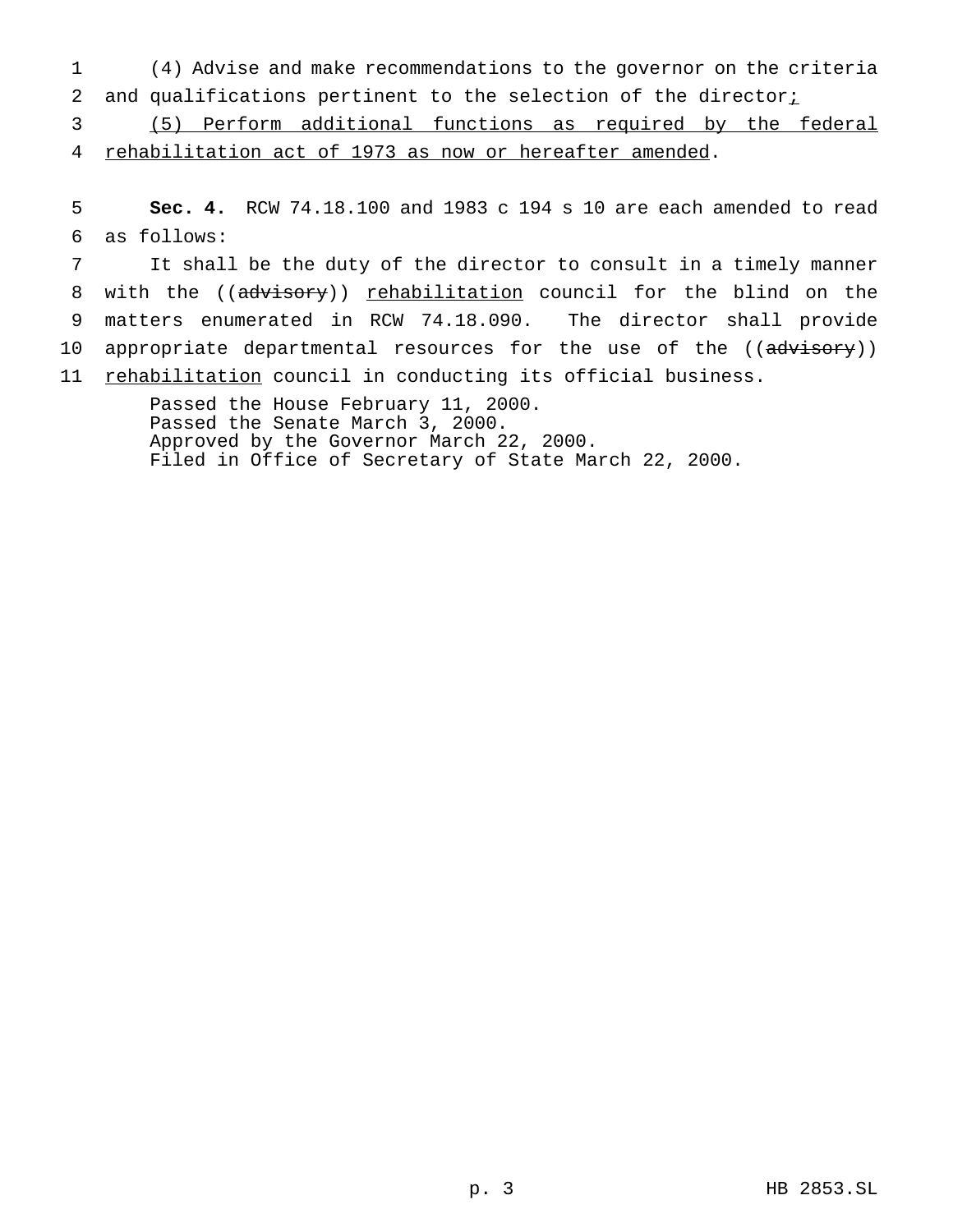(4) Advise and make recommendations to the governor on the criteria and qualifications pertinent to the selection of the director<u>;</u>

<u>(5) Perform additional functions as required by the federal rehabilitation act of 1973 as now or hereafter amended</u>.

**Sec. 4.** RCW 74.18.100 and 1983 c 194 s 10 are each amended to read as follows:

It shall be the duty of the director to consult in a timely manner with the ((~~advisory~~)) <u>rehabilitation</u> council for the blind on the matters enumerated in RCW 74.18.090. The director shall provide appropriate departmental resources for the use of the ((~~advisory~~)) <u>rehabilitation</u> council in conducting its official business.

Passed the House February 11, 2000.
Passed the Senate March 3, 2000.
Approved by the Governor March 22, 2000.
Filed in Office of Secretary of State March 22, 2000.